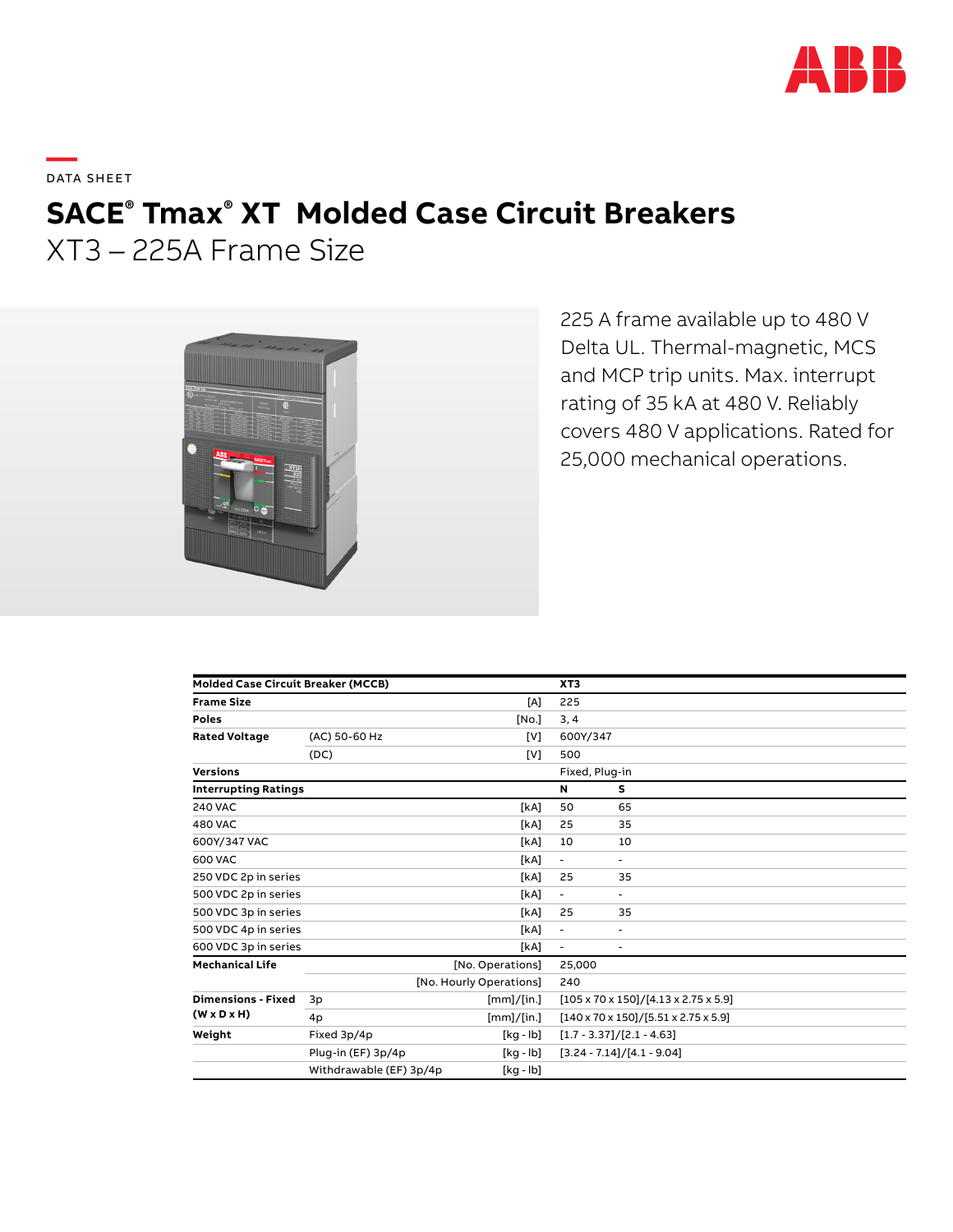DATA SHEET

# SACE® Tmax® XT Molded Case Circuit Breakers

## XT3 – 225A Frame Size

225 A frame available up to 480 V Delta UL. Thermal-magnetic, MCS and MCP trip units. Max. interrupt rating of 35 kA at 480 V. Reliably covers 480 V applications. Rated for 25,000 mechanical operations.

| **Molded Case Circuit Breaker (MCCB)** | | | **XT3** | |
|---|---|---|---|---|
| **Frame Size** | | [A] | 225 | |
| **Poles** | | [No.] | 3, 4 | |
| **Rated Voltage** | (AC) 50-60 Hz | [V] | 600Y/347 | |
| | (DC) | [V] | 500 | |
| **Versions** | | | Fixed, Plug-in | |
| **Interrupting Ratings** | | | **N** | **S** |
| 240 VAC | | [kA] | 50 | 65 |
| 480 VAC | | [kA] | 25 | 35 |
| 600Y/347 VAC | | [kA] | 10 | 10 |
| 600 VAC | | [kA] | - | - |
| 250 VDC 2p in series | | [kA] | 25 | 35 |
| 500 VDC 2p in series | | [kA] | - | - |
| 500 VDC 3p in series | | [kA] | 25 | 35 |
| 500 VDC 4p in series | | [kA] | - | - |
| 600 VDC 3p in series | | [kA] | - | - |
| **Mechanical Life** | | [No. Operations] | 25,000 | |
| | | [No. Hourly Operations] | 240 | |
| **Dimensions - Fixed (W x D x H)** | 3p | [mm]/[in.] | [105 x 70 x 150]/[4.13 x 2.75 x 5.9] | |
| | 4p | [mm]/[in.] | [140 x 70 x 150]/[5.51 x 2.75 x 5.9] | |
| **Weight** | Fixed 3p/4p | [kg - lb] | [1.7 - 3.37]/[2.1 - 4.63] | |
| | Plug-in (EF) 3p/4p | [kg - lb] | [3.24 - 7.14]/[4.1 - 9.04] | |
| | Withdrawable (EF) 3p/4p | [kg - lb] | | |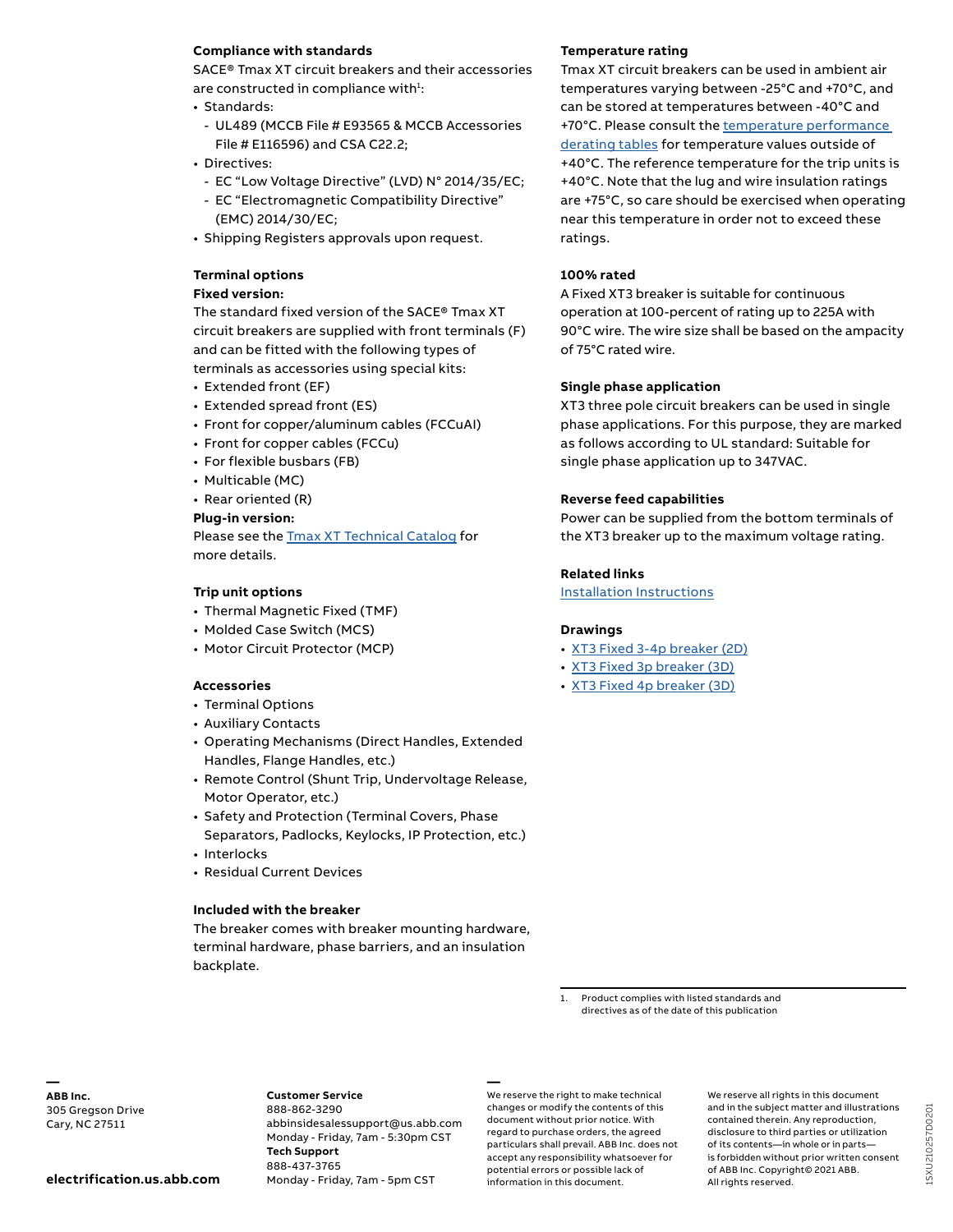### Compliance with standards

SACE® Tmax XT circuit breakers and their accessories are constructed in compliance with[1]:

- Standards:
  - UL489 (MCCB File # E93565 & MCCB Accessories File # E116596) and CSA C22.2;
- Directives:
  - EC "Low Voltage Directive" (LVD) N° 2014/35/EC;
  - EC "Electromagnetic Compatibility Directive" (EMC) 2014/30/EC;
- Shipping Registers approvals upon request.

### Terminal options

**Fixed version:**

The standard fixed version of the SACE® Tmax XT circuit breakers are supplied with front terminals (F) and can be fitted with the following types of terminals as accessories using special kits:

- Extended front (EF)
- Extended spread front (ES)
- Front for copper/aluminum cables (FCCuAl)
- Front for copper cables (FCCu)
- For flexible busbars (FB)
- Multicable (MC)
- Rear oriented (R)

**Plug-in version:**

Please see the Tmax XT Technical Catalog for more details.

### Trip unit options

- Thermal Magnetic Fixed (TMF)
- Molded Case Switch (MCS)
- Motor Circuit Protector (MCP)

### Accessories

- Terminal Options
- Auxiliary Contacts
- Operating Mechanisms (Direct Handles, Extended Handles, Flange Handles, etc.)
- Remote Control (Shunt Trip, Undervoltage Release, Motor Operator, etc.)
- Safety and Protection (Terminal Covers, Phase Separators, Padlocks, Keylocks, IP Protection, etc.)
- Interlocks
- Residual Current Devices

### Included with the breaker

The breaker comes with breaker mounting hardware, terminal hardware, phase barriers, and an insulation backplate.

### Temperature rating

Tmax XT circuit breakers can be used in ambient air temperatures varying between -25°C and +70°C, and can be stored at temperatures between -40°C and +70°C. Please consult the temperature performance derating tables for temperature values outside of +40°C. The reference temperature for the trip units is +40°C. Note that the lug and wire insulation ratings are +75°C, so care should be exercised when operating near this temperature in order not to exceed these ratings.

### 100% rated

A Fixed XT3 breaker is suitable for continuous operation at 100-percent of rating up to 225A with 90°C wire. The wire size shall be based on the ampacity of 75°C rated wire.

### Single phase application

XT3 three pole circuit breakers can be used in single phase applications. For this purpose, they are marked as follows according to UL standard: Suitable for single phase application up to 347VAC.

### Reverse feed capabilities

Power can be supplied from the bottom terminals of the XT3 breaker up to the maximum voltage rating.

### Related links

Installation Instructions

### Drawings

- XT3 Fixed 3-4p breaker (2D)
- XT3 Fixed 3p breaker (3D)
- XT3 Fixed 4p breaker (3D)

1. Product complies with listed standards and directives as of the date of this publication

**ABB Inc.**
305 Gregson Drive
Cary, NC 27511

**electrification.us.abb.com**

**Customer Service**
888-862-3290
abbinsidesalessupport@us.abb.com
Monday - Friday, 7am - 5:30pm CST
**Tech Support**
888-437-3765
Monday - Friday, 7am - 5pm CST

We reserve the right to make technical changes or modify the contents of this document without prior notice. With regard to purchase orders, the agreed particulars shall prevail. ABB Inc. does not accept any responsibility whatsoever for potential errors or possible lack of information in this document.

We reserve all rights in this document and in the subject matter and illustrations contained therein. Any reproduction, disclosure to third parties or utilization of its contents—in whole or in parts—is forbidden without prior written consent of ABB Inc. Copyright© 2021 ABB. All rights reserved.

1SXU210257D0201